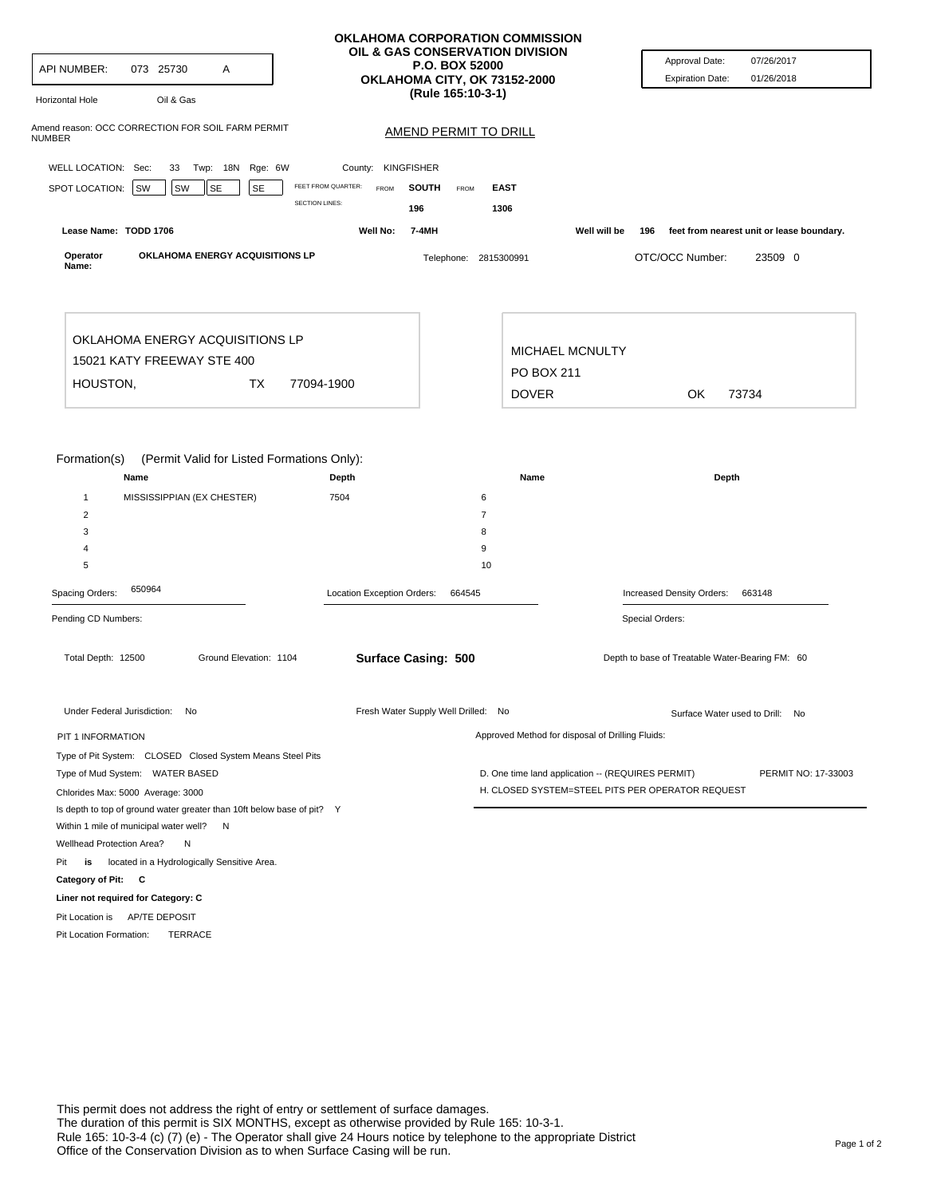API NUMBER: 073 25730 A

Horizontal Hole Oil & Gas

**OKLAHOMA CORPORATION COMMISSION**
**OIL & GAS CONSERVATION DIVISION**
**P.O. BOX 52000**
**OKLAHOMA CITY, OK 73152-2000**
**(Rule 165:10-3-1)**

Approval Date: 07/26/2017
Expiration Date: 01/26/2018

Amend reason: OCC CORRECTION FOR SOIL FARM PERMIT NUMBER

## AMEND PERMIT TO DRILL

WELL LOCATION: Sec: 33 Twp: 18N Rge: 6W County: KINGFISHER

SPOT LOCATION: SW SW SE SE FEET FROM QUARTER: FROM **SOUTH** FROM **EAST**
SECTION LINES: 196 1306

Lease Name: **TODD 1706** Well No: **7-4MH** Well will be 196 feet from nearest unit or lease boundary.

Operator Name: **OKLAHOMA ENERGY ACQUISITIONS LP** Telephone: 2815300991 OTC/OCC Number: 23509 0

OKLAHOMA ENERGY ACQUISITIONS LP
15021 KATY FREEWAY STE 400
HOUSTON, TX 77094-1900

MICHAEL MCNULTY
PO BOX 211
DOVER OK 73734

Formation(s) (Permit Valid for Listed Formations Only):

| | Name | Depth | | Name | Depth |
|---|---|---|---|---|---|
| 1 | MISSISSIPPIAN (EX CHESTER) | 7504 | 6 | | |
| 2 | | | 7 | | |
| 3 | | | 8 | | |
| 4 | | | 9 | | |
| 5 | | | 10 | | |

Spacing Orders: 650964 Location Exception Orders: 664545 Increased Density Orders: 663148

Pending CD Numbers: Special Orders:

Total Depth: 12500 Ground Elevation: 1104 **Surface Casing: 500** Depth to base of Treatable Water-Bearing FM: 60

Under Federal Jurisdiction: No Fresh Water Supply Well Drilled: No Surface Water used to Drill: No

PIT 1 INFORMATION

Type of Pit System: CLOSED Closed System Means Steel Pits
Type of Mud System: WATER BASED
Chlorides Max: 5000 Average: 3000
Is depth to top of ground water greater than 10ft below base of pit? Y
Within 1 mile of municipal water well? N
Wellhead Protection Area? N
Pit **is** located in a Hydrologically Sensitive Area.
**Category of Pit: C**
**Liner not required for Category: C**
Pit Location is AP/TE DEPOSIT
Pit Location Formation: TERRACE

Approved Method for disposal of Drilling Fluids:

D. One time land application -- (REQUIRES PERMIT) PERMIT NO: 17-33003
H. CLOSED SYSTEM=STEEL PITS PER OPERATOR REQUEST

This permit does not address the right of entry or settlement of surface damages.
The duration of this permit is SIX MONTHS, except as otherwise provided by Rule 165: 10-3-1.
Rule 165: 10-3-4 (c) (7) (e) - The Operator shall give 24 Hours notice by telephone to the appropriate District Office of the Conservation Division as to when Surface Casing will be run.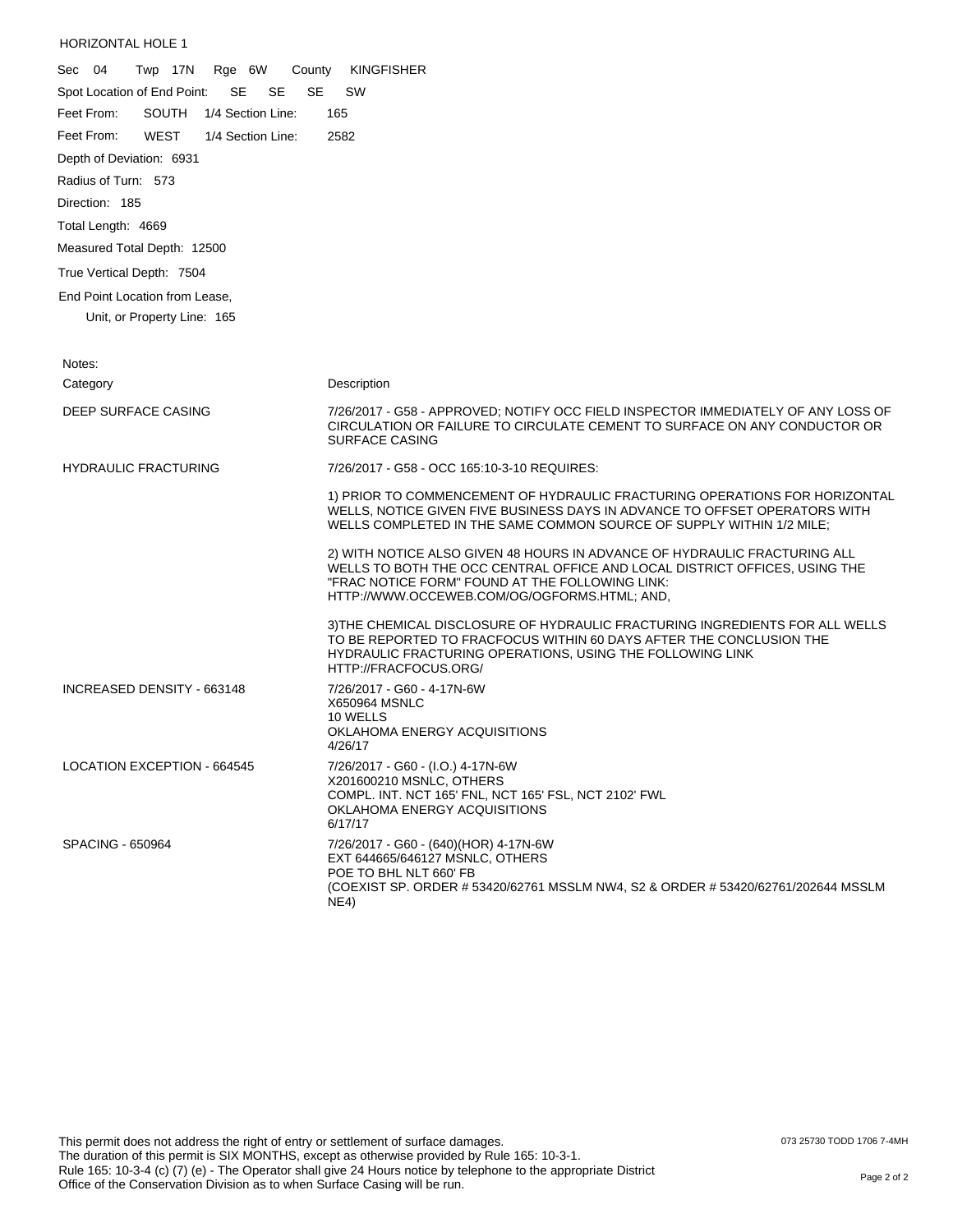HORIZONTAL HOLE 1

Sec 04 Twp 17N Rge 6W County KINGFISHER

Spot Location of End Point: SE SE SE SW

Feet From: SOUTH 1/4 Section Line: 165

Feet From: WEST 1/4 Section Line: 2582

Depth of Deviation: 6931

Radius of Turn: 573

Direction: 185

Total Length: 4669

Measured Total Depth: 12500

True Vertical Depth: 7504

End Point Location from Lease, Unit, or Property Line: 165

Notes:

| Category | Description |
|---|---|
| DEEP SURFACE CASING | 7/26/2017 - G58 - APPROVED; NOTIFY OCC FIELD INSPECTOR IMMEDIATELY OF ANY LOSS OF CIRCULATION OR FAILURE TO CIRCULATE CEMENT TO SURFACE ON ANY CONDUCTOR OR SURFACE CASING |
| HYDRAULIC FRACTURING | 7/26/2017 - G58 - OCC 165:10-3-10 REQUIRES:<br><br>1) PRIOR TO COMMENCEMENT OF HYDRAULIC FRACTURING OPERATIONS FOR HORIZONTAL WELLS, NOTICE GIVEN FIVE BUSINESS DAYS IN ADVANCE TO OFFSET OPERATORS WITH WELLS COMPLETED IN THE SAME COMMON SOURCE OF SUPPLY WITHIN 1/2 MILE;<br><br>2) WITH NOTICE ALSO GIVEN 48 HOURS IN ADVANCE OF HYDRAULIC FRACTURING ALL WELLS TO BOTH THE OCC CENTRAL OFFICE AND LOCAL DISTRICT OFFICES, USING THE "FRAC NOTICE FORM" FOUND AT THE FOLLOWING LINK: HTTP://WWW.OCCEWEB.COM/OG/OGFORMS.HTML; AND,<br><br>3)THE CHEMICAL DISCLOSURE OF HYDRAULIC FRACTURING INGREDIENTS FOR ALL WELLS TO BE REPORTED TO FRACFOCUS WITHIN 60 DAYS AFTER THE CONCLUSION THE HYDRAULIC FRACTURING OPERATIONS, USING THE FOLLOWING LINK HTTP://FRACFOCUS.ORG/ |
| INCREASED DENSITY - 663148 | 7/26/2017 - G60 - 4-17N-6W<br>X650964 MSNLC<br>10 WELLS<br>OKLAHOMA ENERGY ACQUISITIONS<br>4/26/17 |
| LOCATION EXCEPTION - 664545 | 7/26/2017 - G60 - (I.O.) 4-17N-6W<br>X201600210 MSNLC, OTHERS<br>COMPL. INT. NCT 165' FNL, NCT 165' FSL, NCT 2102' FWL<br>OKLAHOMA ENERGY ACQUISITIONS<br>6/17/17 |
| SPACING - 650964 | 7/26/2017 - G60 - (640)(HOR) 4-17N-6W<br>EXT 644665/646127 MSNLC, OTHERS<br>POE TO BHL NLT 660' FB<br>(COEXIST SP. ORDER # 53420/62761 MSSLM NW4, S2 & ORDER # 53420/62761/202644 MSSLM NE4) |

This permit does not address the right of entry or settlement of surface damages.
The duration of this permit is SIX MONTHS, except as otherwise provided by Rule 165: 10-3-1.
Rule 165: 10-3-4 (c) (7) (e) - The Operator shall give 24 Hours notice by telephone to the appropriate District Office of the Conservation Division as to when Surface Casing will be run.

073 25730 TODD 1706 7-4MH